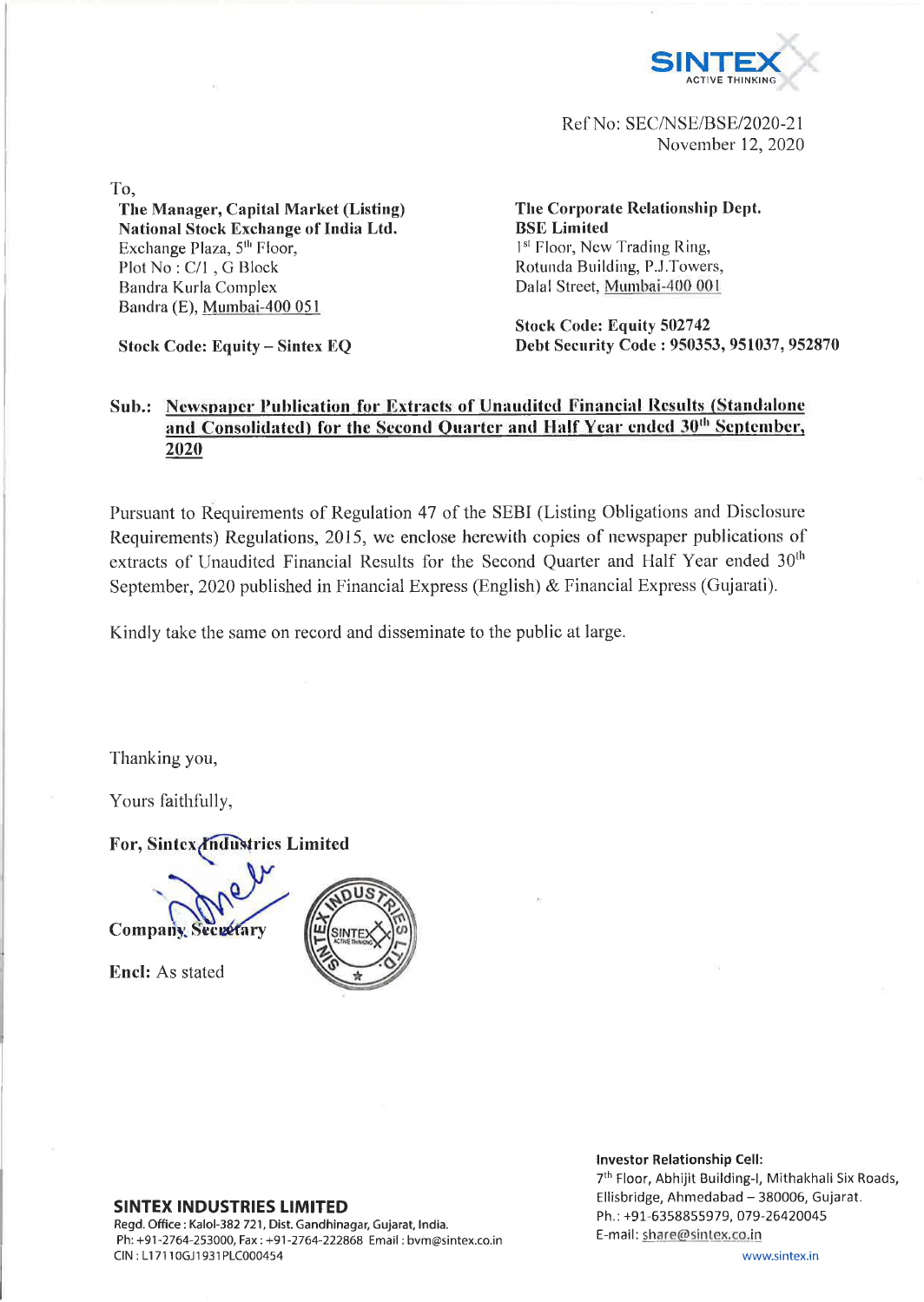SINTEX
ACTIVE THINKING

Ref No: SEC/NSE/BSE/2020-21
November 12, 2020

To,

**The Manager, Capital Market (Listing)**
**National Stock Exchange of India Ltd.**
Exchange Plaza, 5th Floor,
Plot No : C/1 , G Block
Bandra Kurla Complex
Bandra (E), Mumbai-400 051

**Stock Code: Equity – Sintex EQ**

**The Corporate Relationship Dept.**
**BSE Limited**
1st Floor, New Trading Ring,
Rotunda Building, P.J.Towers,
Dalal Street, Mumbai-400 001

**Stock Code: Equity 502742**
**Debt Security Code : 950353, 951037, 952870**

**Sub.: Newspaper Publication for Extracts of Unaudited Financial Results (Standalone and Consolidated) for the Second Quarter and Half Year ended 30th September, 2020**

Pursuant to Requirements of Regulation 47 of the SEBI (Listing Obligations and Disclosure Requirements) Regulations, 2015, we enclose herewith copies of newspaper publications of extracts of Unaudited Financial Results for the Second Quarter and Half Year ended 30th September, 2020 published in Financial Express (English) & Financial Express (Gujarati).

Kindly take the same on record and disseminate to the public at large.

Thanking you,

Yours faithfully,

**For, Sintex Industries Limited**

**Company Secretary**

**Encl:** As stated

**SINTEX INDUSTRIES LIMITED**
Regd. Office : Kalol-382 721, Dist. Gandhinagar, Gujarat, India.
Ph: +91-2764-253000, Fax : +91-2764-222868 Email : bvm@sintex.co.in
CIN : L17110GJ1931PLC000454

**Investor Relationship Cell:**
7th Floor, Abhijit Building-I, Mithakhali Six Roads, Ellisbridge, Ahmedabad – 380006, Gujarat.
Ph.: +91-6358855979, 079-26420045
E-mail: share@sintex.co.in

www.sintex.in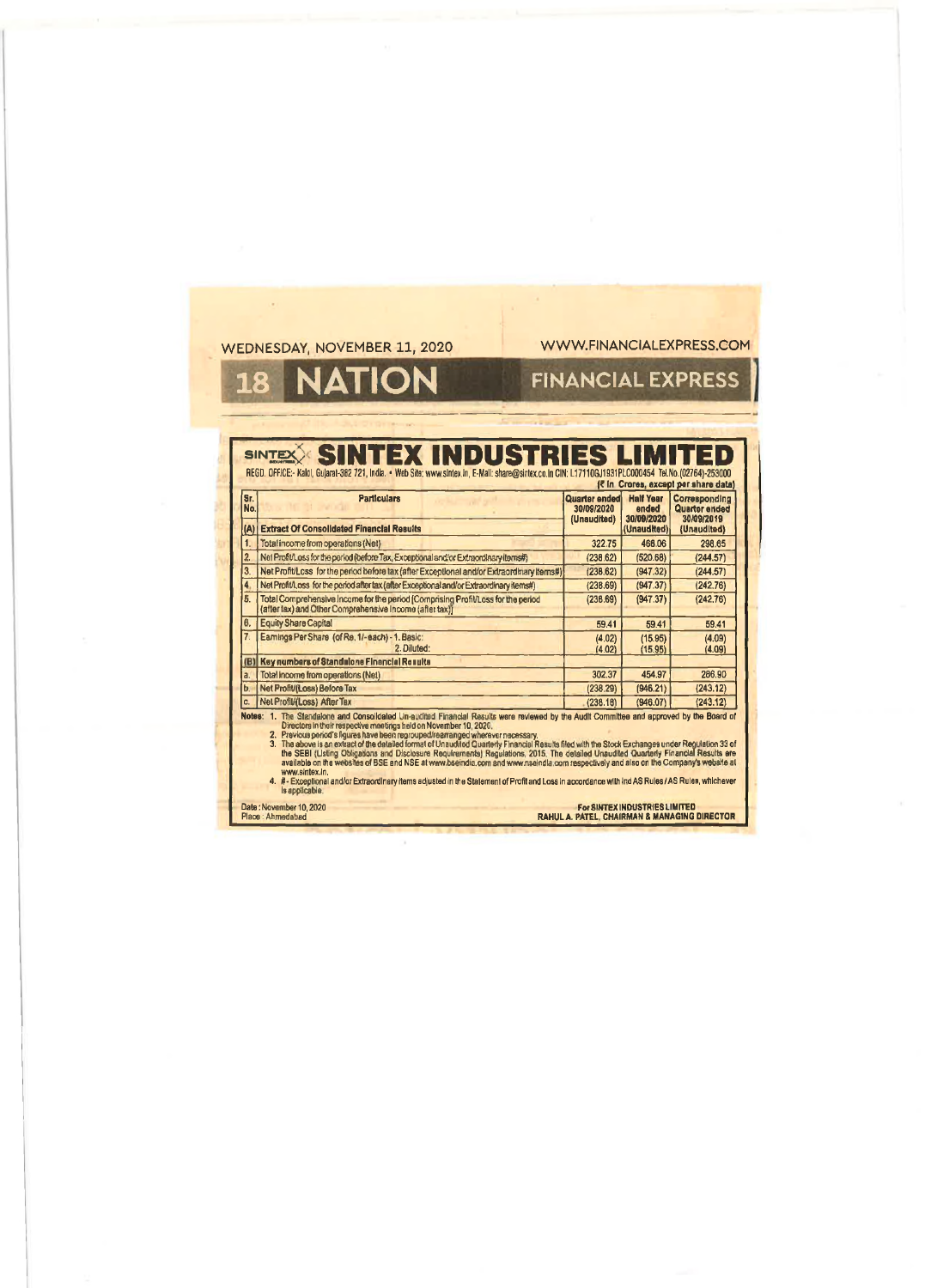# SINTEX INDUSTRIES LIMITED

REGD. OFFICE:- Kalol, Gujarat-382 721, India. • Web Site: www.sintex.in, E-Mail: share@sintex.co.in CIN: L17110GJ1931PLC000454 Tel.No.(02764)-253000

(₹ in Crores, except per share data)

| Sr. No. | Particulars | Quarter ended 30/09/2020 (Unaudited) | Half Year ended 30/09/2020 (Unaudited) | Corresponding Quarter ended 30/09/2019 (Unaudited) |
|---|---|---|---|---|
| (A) | **Extract Of Consolidated Financial Results** | | | |
| 1. | Total income from operations (Net) | 322.75 | 468.06 | 298.65 |
| 2. | Net Profit/Loss for the period (before Tax, Exceptional and/or Extraordinary items#) | (238.62) | (520.68) | (244.57) |
| 3. | Net Profit/Loss for the period before tax (after Exceptional and/or Extraordinary items#) | (238.62) | (947.32) | (244.57) |
| 4. | Net Profit/Loss for the period after tax (after Exceptional and/or Extraordinary items#) | (238.69) | (947.37) | (242.76) |
| 5. | Total Comprehensive Income for the period [Comprising Profit/Loss for the period (after tax) and Other Comprehensive Income (after tax)] | (238.69) | (947.37) | (242.76) |
| 6. | Equity Share Capital | 59.41 | 59.41 | 59.41 |
| 7. | Earnings Per Share (of Re. 1/- each) - 1. Basic: 2. Diluted: | (4.02) (4.02) | (15.95) (15.95) | (4.09) (4.09) |
| (B) | **Key numbers of Standalone Financial Results** | | | |
| a. | Total income from operations (Net) | 302.37 | 454.97 | 286.90 |
| b. | Net Profit/(Loss) Before Tax | (238.29) | (946.21) | (243.12) |
| c. | Net Profit/(Loss) After Tax | (238.18) | (946.07) | (243.12) |

Notes:
1. The Standalone and Consolidated Un-audited Financial Results were reviewed by the Audit Committee and approved by the Board of Directors in their respective meetings held on November 10, 2020.
2. Previous period's figures have been regrouped/rearranged wherever necessary.
3. The above is an extract of the detailed format of Unaudited Quarterly Financial Results filed with the Stock Exchanges under Regulation 33 of the SEBI (Listing Obligations and Disclosure Requirements) Regulations, 2015. The detailed Unaudited Quarterly Financial Results are available on the websites of BSE and NSE at www.bseindia.com and www.nseindia.com respectively and also on the Company's website at www.sintex.in.
4. # - Exceptional and/or Extraordinary items adjusted in the Statement of Profit and Loss in accordance with Ind AS Rules / AS Rules, whichever is applicable.

Date : November 10, 2020
Place : Ahmedabad

For SINTEX INDUSTRIES LIMITED
RAHUL A. PATEL, CHAIRMAN & MANAGING DIRECTOR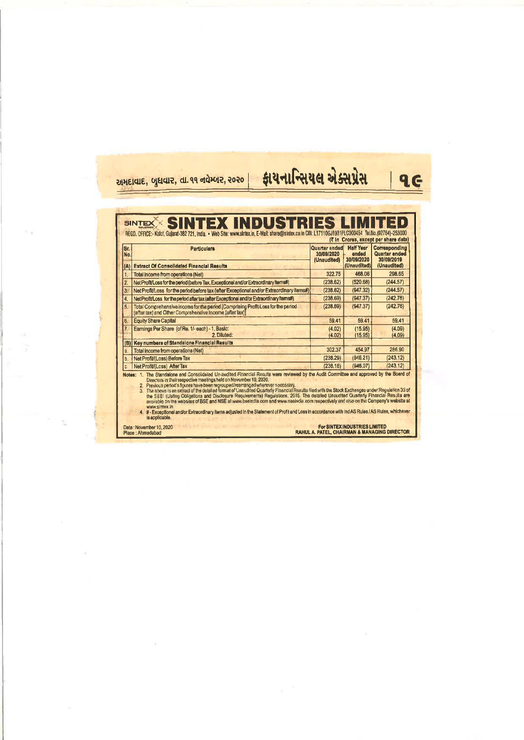# SINTEX INDUSTRIES LIMITED

REGD. OFFICE:- Kalol, Gujarat-382 721, India. • Web Site: www.sintex.in, E-Mail: share@sintex.co.in CIN: L17110GJ1931PLC000454 Tel.No.(02764)-253000

(₹ in Crores, except per share data)

| Sr. No. | Particulars | Quarter ended 30/09/2020 (Unaudited) | Half Year ended 30/09/2020 (Unaudited) | Corresponding Quarter ended 30/09/2019 (Unaudited) |
|---|---|---|---|---|
| (A) | **Extract Of Consolidated Financial Results** | | | |
| 1. | Total income from operations (Net) | 322.75 | 468.06 | 298.65 |
| 2. | Net Profit/Loss for the period (before Tax, Exceptional and/or Extraordinary items#) | (238.62) | (520.68) | (244.57) |
| 3. | Net Profit/Loss for the period before tax (after Exceptional and/or Extraordinary items#) | (238.62) | (947.32) | (244.57) |
| 4. | Net Profit/Loss for the period after tax (after Exceptional and/or Extraordinary items#) | (238.69) | (947.37) | (242.76) |
| 5. | Total Comprehensive income for the period [Comprising Profit/Loss for the period (after tax) and Other Comprehensive Income (after tax)] | (238.69) | (947.37) | (242.76) |
| 6. | Equity Share Capital | 59.41 | 59.41 | 59.41 |
| 7. | Earnings Per Share (of Re. 1/- each) - 1. Basic: 2. Diluted: | (4.02) (4.02) | (15.95) (15.95) | (4.09) (4.09) |
| (B) | **Key numbers of Standalone Financial Results** | | | |
| a. | Total income from operations (Net) | 302.37 | 454.97 | 286.90 |
| b. | Net Profit/(Loss) Before Tax | (238.29) | (946.21) | (243.12) |
| c | Net Profit/(Loss) After Tax | (238.16) | (946.07) | (243.12) |

**Notes:** 1. The Standalone and Consolidated Un-audited Financial Results were reviewed by the Audit Committee and approved by the Board of Directors in their respective meetings held on November 10, 2020.

2. Previous period's figures have been regrouped/rearranged wherever necessary.

3. The above is an extract of the detailed format of Unaudited Quarterly Financial Results filed with the Stock Exchanges under Regulation 33 of the SEBI (Listing Obligations and Disclosure Requirements) Regulations, 2015. The detailed Unaudited Quarterly Financial Results are available on the websites of BSE and NSE at www.bseindia.com and www.nseindia.com respectively and also on the Company's website at www.sintex.in

4. # - Exceptional and/or Extraordinary items adjusted in the Statement of Profit and Loss in accordance with Ind AS Rules / AS Rules, whichever is applicable.

Date : November 10, 2020
Place : Ahmedabad

For SINTEX INDUSTRIES LIMITED
RAHUL A. PATEL, CHAIRMAN & MANAGING DIRECTOR